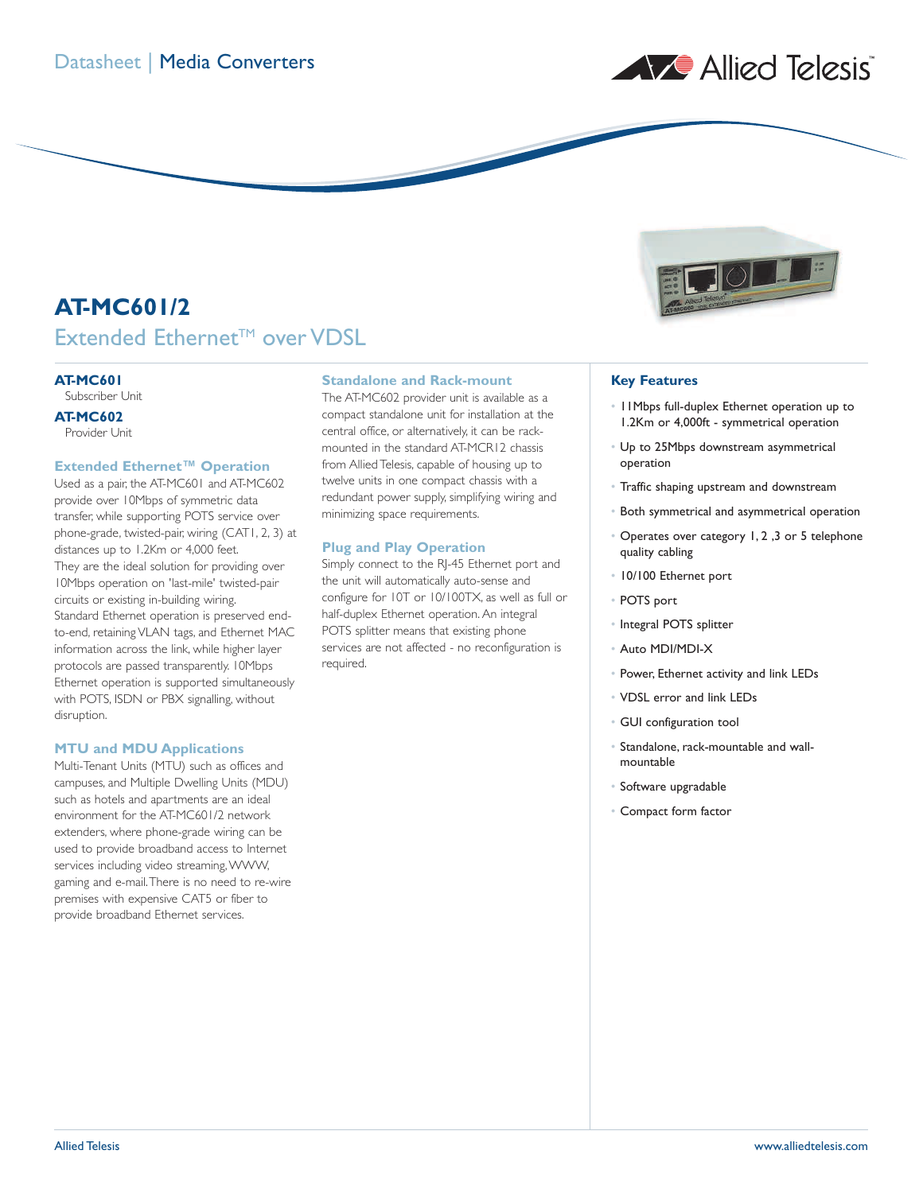Datasheet | Media Converters

# AT-MC601/2

## Extended Ethernet™ over VDSL

**AT-MC601**
Subscriber Unit

**AT-MC602**
Provider Unit

### Extended Ethernet™ Operation

Used as a pair, the AT-MC601 and AT-MC602 provide over 10Mbps of symmetric data transfer, while supporting POTS service over phone-grade, twisted-pair, wiring (CAT1, 2, 3) at distances up to 1.2Km or 4,000 feet.
They are the ideal solution for providing over 10Mbps operation on 'last-mile' twisted-pair circuits or existing in-building wiring.
Standard Ethernet operation is preserved end-to-end, retaining VLAN tags, and Ethernet MAC information across the link, while higher layer protocols are passed transparently. 10Mbps Ethernet operation is supported simultaneously with POTS, ISDN or PBX signalling, without disruption.

### MTU and MDU Applications

Multi-Tenant Units (MTU) such as offices and campuses, and Multiple Dwelling Units (MDU) such as hotels and apartments are an ideal environment for the AT-MC601/2 network extenders, where phone-grade wiring can be used to provide broadband access to Internet services including video streaming, WWW, gaming and e-mail. There is no need to re-wire premises with expensive CAT5 or fiber to provide broadband Ethernet services.

### Standalone and Rack-mount

The AT-MC602 provider unit is available as a compact standalone unit for installation at the central office, or alternatively, it can be rack-mounted in the standard AT-MCR12 chassis from Allied Telesis, capable of housing up to twelve units in one compact chassis with a redundant power supply, simplifying wiring and minimizing space requirements.

### Plug and Play Operation

Simply connect to the RJ-45 Ethernet port and the unit will automatically auto-sense and configure for 10T or 10/100TX, as well as full or half-duplex Ethernet operation. An integral POTS splitter means that existing phone services are not affected - no reconfiguration is required.

### Key Features

- 11Mbps full-duplex Ethernet operation up to 1.2Km or 4,000ft - symmetrical operation
- Up to 25Mbps downstream asymmetrical operation
- Traffic shaping upstream and downstream
- Both symmetrical and asymmetrical operation
- Operates over category 1, 2 ,3 or 5 telephone quality cabling
- 10/100 Ethernet port
- POTS port
- Integral POTS splitter
- Auto MDI/MDI-X
- Power, Ethernet activity and link LEDs
- VDSL error and link LEDs
- GUI configuration tool
- Standalone, rack-mountable and wall-mountable
- Software upgradable
- Compact form factor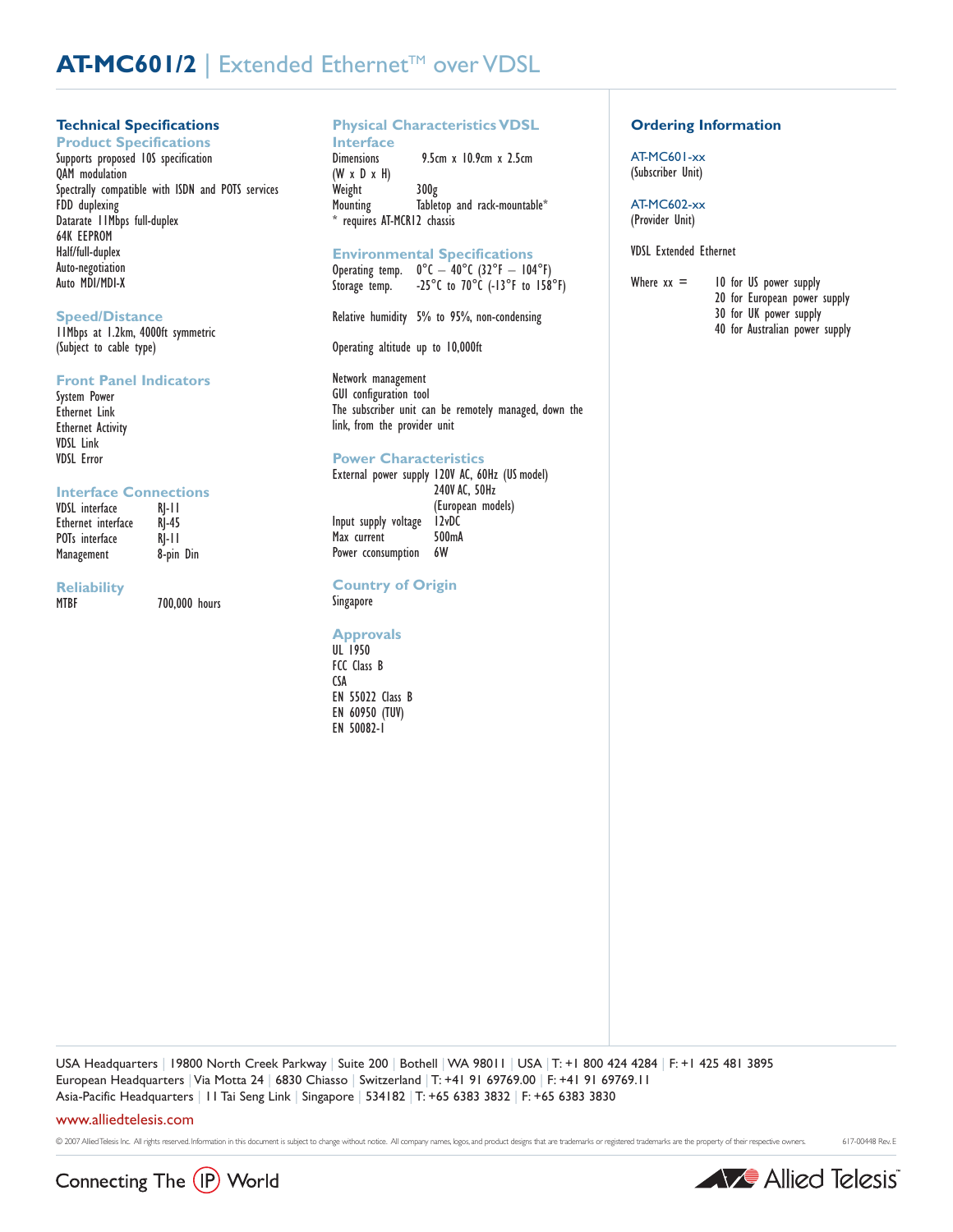# AT-MC601/2 | Extended Ethernet™ over VDSL

## Technical Specifications

### Product Specifications
Supports proposed 10S specification
QAM modulation
Spectrally compatible with ISDN and POTS services
FDD duplexing
Datarate 11Mbps full-duplex
64K EEPROM
Half/full-duplex
Auto-negotiation
Auto MDI/MDI-X

### Speed/Distance
11Mbps at 1.2km, 4000ft symmetric
(Subject to cable type)

### Front Panel Indicators
System Power
Ethernet Link
Ethernet Activity
VDSL Link
VDSL Error

### Interface Connections

| | |
|---|---|
| VDSL interface | RJ-11 |
| Ethernet interface | RJ-45 |
| POTs interface | RJ-11 |
| Management | 8-pin Din |

### Reliability

| | |
|---|---|
| MTBF | 700,000 hours |

### Physical Characteristics VDSL Interface

| | |
|---|---|
| Dimensions (W x D x H) | 9.5cm x 10.9cm x 2.5cm |
| Weight | 300g |
| Mounting | Tabletop and rack-mountable* |

* requires AT-MCR12 chassis

### Environmental Specifications

| | |
|---|---|
| Operating temp. | 0°C – 40°C (32°F – 104°F) |
| Storage temp. | -25°C to 70°C (-13°F to 158°F) |

Relative humidity 5% to 95%, non-condensing

Operating altitude up to 10,000ft

Network management
GUI configuration tool
The subscriber unit can be remotely managed, down the link, from the provider unit

### Power Characteristics

| | |
|---|---|
| External power supply | 120V AC, 60Hz (US model)<br>240V AC, 50Hz (European models) |
| Input supply voltage | 12vDC |
| Max current | 500mA |
| Power cconsumption | 6W |

### Country of Origin
Singapore

### Approvals
UL 1950
FCC Class B
CSA
EN 55022 Class B
EN 60950 (TUV)
EN 50082-1

## Ordering Information

**AT-MC601-xx**
(Subscriber Unit)

**AT-MC602-xx**
(Provider Unit)

VDSL Extended Ethernet

Where xx =
- 10 for US power supply
- 20 for European power supply
- 30 for UK power supply
- 40 for Australian power supply

USA Headquarters | 19800 North Creek Parkway | Suite 200 | Bothell | WA 98011 | USA | T: +1 800 424 4284 | F: +1 425 481 3895
European Headquarters | Via Motta 24 | 6830 Chiasso | Switzerland | T: +41 91 69769.00 | F: +41 91 69769.11
Asia-Pacific Headquarters | 11 Tai Seng Link | Singapore | 534182 | T: +65 6383 3832 | F: +65 6383 3830

www.alliedtelesis.com

© 2007 Allied Telesis Inc. All rights reserved. Information in this document is subject to change without notice. All company names, logos, and product designs that are trademarks or registered trademarks are the property of their respective owners. 617-00448 Rev. E

Connecting The IP World

Allied Telesis